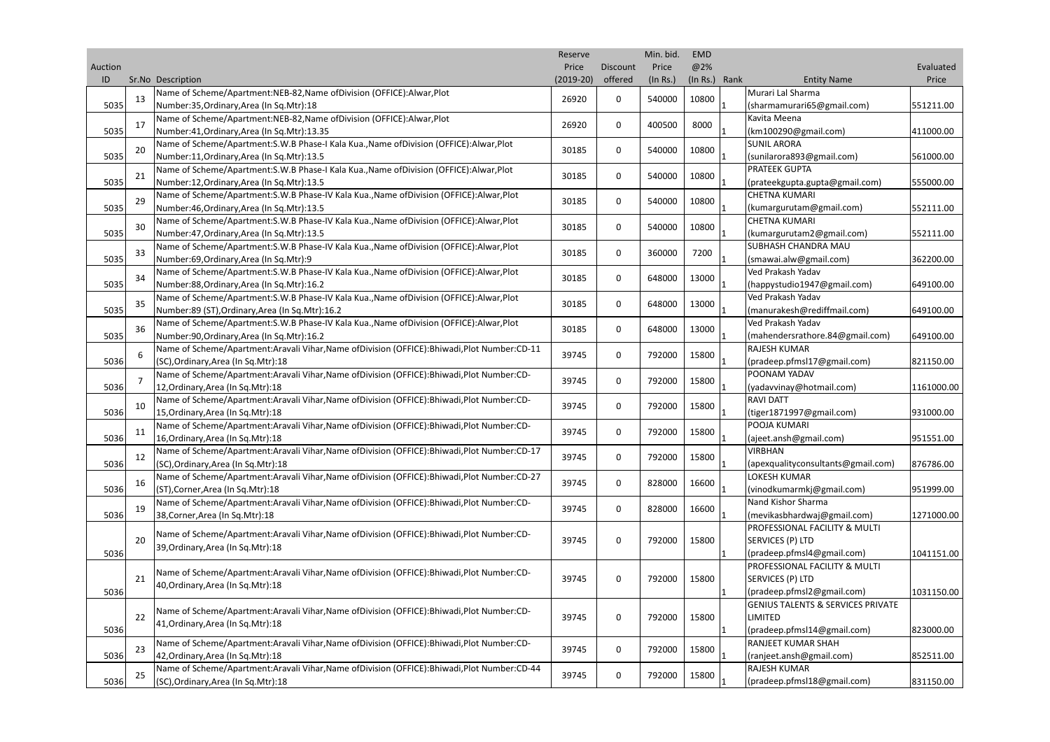| Auction ID | Sr.No | Description | Reserve Price (2019-20) | Discount offered | Min. bid. Price (In Rs.) | EMD @2% (In Rs.) | Rank | Entity Name | Evaluated Price |
|---|---|---|---|---|---|---|---|---|---|
| 5035 | 13 | Name of Scheme/Apartment:NEB-82,Name ofDivision (OFFICE):Alwar,Plot Number:35,Ordinary,Area (In Sq.Mtr):18 | 26920 | 0 | 540000 | 10800 | 1 | Murari Lal Sharma (sharmamurari65@gmail.com) | 551211.00 |
| 5035 | 17 | Name of Scheme/Apartment:NEB-82,Name ofDivision (OFFICE):Alwar,Plot Number:41,Ordinary,Area (In Sq.Mtr):13.35 | 26920 | 0 | 400500 | 8000 | 1 | Kavita Meena (km100290@gmail.com) | 411000.00 |
| 5035 | 20 | Name of Scheme/Apartment:S.W.B Phase-I Kala Kua.,Name ofDivision (OFFICE):Alwar,Plot Number:11,Ordinary,Area (In Sq.Mtr):13.5 | 30185 | 0 | 540000 | 10800 | 1 | SUNIL ARORA (sunilarora893@gmail.com) | 561000.00 |
| 5035 | 21 | Name of Scheme/Apartment:S.W.B Phase-I Kala Kua.,Name ofDivision (OFFICE):Alwar,Plot Number:12,Ordinary,Area (In Sq.Mtr):13.5 | 30185 | 0 | 540000 | 10800 | 1 | PRATEEK GUPTA (prateekgupta.gupta@gmail.com) | 555000.00 |
| 5035 | 29 | Name of Scheme/Apartment:S.W.B Phase-IV Kala Kua.,Name ofDivision (OFFICE):Alwar,Plot Number:46,Ordinary,Area (In Sq.Mtr):13.5 | 30185 | 0 | 540000 | 10800 | 1 | CHETNA KUMARI (kumargurutam@gmail.com) | 552111.00 |
| 5035 | 30 | Name of Scheme/Apartment:S.W.B Phase-IV Kala Kua.,Name ofDivision (OFFICE):Alwar,Plot Number:47,Ordinary,Area (In Sq.Mtr):13.5 | 30185 | 0 | 540000 | 10800 | 1 | CHETNA KUMARI (kumargurutam2@gmail.com) | 552111.00 |
| 5035 | 33 | Name of Scheme/Apartment:S.W.B Phase-IV Kala Kua.,Name ofDivision (OFFICE):Alwar,Plot Number:69,Ordinary,Area (In Sq.Mtr):9 | 30185 | 0 | 360000 | 7200 | 1 | SUBHASH CHANDRA MAU (smawai.alw@gmail.com) | 362200.00 |
| 5035 | 34 | Name of Scheme/Apartment:S.W.B Phase-IV Kala Kua.,Name ofDivision (OFFICE):Alwar,Plot Number:88,Ordinary,Area (In Sq.Mtr):16.2 | 30185 | 0 | 648000 | 13000 | 1 | Ved Prakash Yadav (happystudio1947@gmail.com) | 649100.00 |
| 5035 | 35 | Name of Scheme/Apartment:S.W.B Phase-IV Kala Kua.,Name ofDivision (OFFICE):Alwar,Plot Number:89 (ST),Ordinary,Area (In Sq.Mtr):16.2 | 30185 | 0 | 648000 | 13000 | 1 | Ved Prakash Yadav (manurakesh@rediffmail.com) | 649100.00 |
| 5035 | 36 | Name of Scheme/Apartment:S.W.B Phase-IV Kala Kua.,Name ofDivision (OFFICE):Alwar,Plot Number:90,Ordinary,Area (In Sq.Mtr):16.2 | 30185 | 0 | 648000 | 13000 | 1 | Ved Prakash Yadav (mahendersrathore.84@gmail.com) | 649100.00 |
| 5036 | 6 | Name of Scheme/Apartment:Aravali Vihar,Name ofDivision (OFFICE):Bhiwadi,Plot Number:CD-11 (SC),Ordinary,Area (In Sq.Mtr):18 | 39745 | 0 | 792000 | 15800 | 1 | RAJESH KUMAR (pradeep.pfmsl17@gmail.com) | 821150.00 |
| 5036 | 7 | Name of Scheme/Apartment:Aravali Vihar,Name ofDivision (OFFICE):Bhiwadi,Plot Number:CD-12,Ordinary,Area (In Sq.Mtr):18 | 39745 | 0 | 792000 | 15800 | 1 | POONAM YADAV (yadavvinay@hotmail.com) | 1161000.00 |
| 5036 | 10 | Name of Scheme/Apartment:Aravali Vihar,Name ofDivision (OFFICE):Bhiwadi,Plot Number:CD-15,Ordinary,Area (In Sq.Mtr):18 | 39745 | 0 | 792000 | 15800 | 1 | RAVI DATT (tiger1871997@gmail.com) | 931000.00 |
| 5036 | 11 | Name of Scheme/Apartment:Aravali Vihar,Name ofDivision (OFFICE):Bhiwadi,Plot Number:CD-16,Ordinary,Area (In Sq.Mtr):18 | 39745 | 0 | 792000 | 15800 | 1 | POOJA KUMARI (ajeet.ansh@gmail.com) | 951551.00 |
| 5036 | 12 | Name of Scheme/Apartment:Aravali Vihar,Name ofDivision (OFFICE):Bhiwadi,Plot Number:CD-17 (SC),Ordinary,Area (In Sq.Mtr):18 | 39745 | 0 | 792000 | 15800 | 1 | VIRBHAN (apexqualityconsultants@gmail.com) | 876786.00 |
| 5036 | 16 | Name of Scheme/Apartment:Aravali Vihar,Name ofDivision (OFFICE):Bhiwadi,Plot Number:CD-27 (ST),Corner,Area (In Sq.Mtr):18 | 39745 | 0 | 828000 | 16600 | 1 | LOKESH KUMAR (vinodkumarmkj@gmail.com) | 951999.00 |
| 5036 | 19 | Name of Scheme/Apartment:Aravali Vihar,Name ofDivision (OFFICE):Bhiwadi,Plot Number:CD-38,Corner,Area (In Sq.Mtr):18 | 39745 | 0 | 828000 | 16600 | 1 | Nand Kishor Sharma (mevikasbhardwaj@gmail.com) | 1271000.00 |
| 5036 | 20 | Name of Scheme/Apartment:Aravali Vihar,Name ofDivision (OFFICE):Bhiwadi,Plot Number:CD-39,Ordinary,Area (In Sq.Mtr):18 | 39745 | 0 | 792000 | 15800 | 1 | PROFESSIONAL FACILITY & MULTI SERVICES (P) LTD (pradeep.pfmsl4@gmail.com) | 1041151.00 |
| 5036 | 21 | Name of Scheme/Apartment:Aravali Vihar,Name ofDivision (OFFICE):Bhiwadi,Plot Number:CD-40,Ordinary,Area (In Sq.Mtr):18 | 39745 | 0 | 792000 | 15800 | 1 | PROFESSIONAL FACILITY & MULTI SERVICES (P) LTD (pradeep.pfmsl2@gmail.com) | 1031150.00 |
| 5036 | 22 | Name of Scheme/Apartment:Aravali Vihar,Name ofDivision (OFFICE):Bhiwadi,Plot Number:CD-41,Ordinary,Area (In Sq.Mtr):18 | 39745 | 0 | 792000 | 15800 | 1 | GENIUS TALENTS & SERVICES PRIVATE LIMITED (pradeep.pfmsl14@gmail.com) | 823000.00 |
| 5036 | 23 | Name of Scheme/Apartment:Aravali Vihar,Name ofDivision (OFFICE):Bhiwadi,Plot Number:CD-42,Ordinary,Area (In Sq.Mtr):18 | 39745 | 0 | 792000 | 15800 | 1 | RANJEET KUMAR SHAH (ranjeet.ansh@gmail.com) | 852511.00 |
| 5036 | 25 | Name of Scheme/Apartment:Aravali Vihar,Name ofDivision (OFFICE):Bhiwadi,Plot Number:CD-44 (SC),Ordinary,Area (In Sq.Mtr):18 | 39745 | 0 | 792000 | 15800 | 1 | RAJESH KUMAR (pradeep.pfmsl18@gmail.com) | 831150.00 |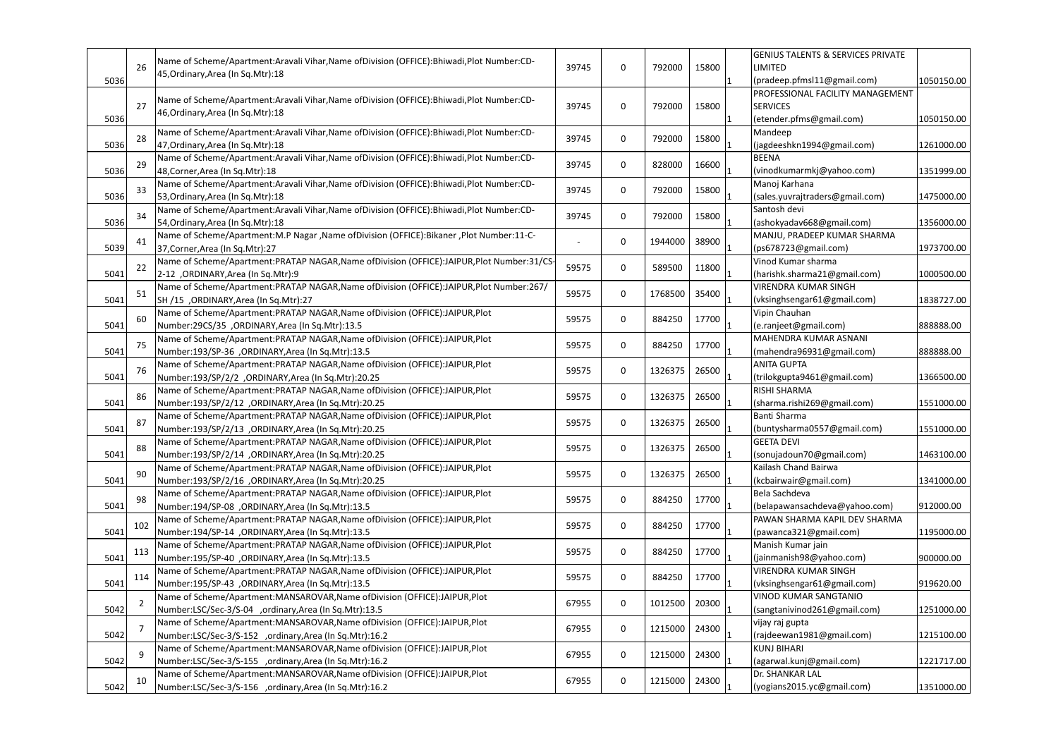| | | | | | | | | | |
|---|---|---|---|---|---|---|---|---|---|
| 5036 | 26 | Name of Scheme/Apartment:Aravali Vihar,Name ofDivision (OFFICE):Bhiwadi,Plot Number:CD-45,Ordinary,Area (In Sq.Mtr):18 | 39745 | 0 | 792000 | 15800 | 1 | GENIUS TALENTS & SERVICES PRIVATE LIMITED (pradeep.pfmsl11@gmail.com) | 1050150.00 |
| 5036 | 27 | Name of Scheme/Apartment:Aravali Vihar,Name ofDivision (OFFICE):Bhiwadi,Plot Number:CD-46,Ordinary,Area (In Sq.Mtr):18 | 39745 | 0 | 792000 | 15800 | 1 | PROFESSIONAL FACILITY MANAGEMENT SERVICES (etender.pfms@gmail.com) | 1050150.00 |
| 5036 | 28 | Name of Scheme/Apartment:Aravali Vihar,Name ofDivision (OFFICE):Bhiwadi,Plot Number:CD-47,Ordinary,Area (In Sq.Mtr):18 | 39745 | 0 | 792000 | 15800 | 1 | Mandeep (jagdeeshkn1994@gmail.com) | 1261000.00 |
| 5036 | 29 | Name of Scheme/Apartment:Aravali Vihar,Name ofDivision (OFFICE):Bhiwadi,Plot Number:CD-48,Corner,Area (In Sq.Mtr):18 | 39745 | 0 | 828000 | 16600 | 1 | BEENA (vinodkumarmkj@yahoo.com) | 1351999.00 |
| 5036 | 33 | Name of Scheme/Apartment:Aravali Vihar,Name ofDivision (OFFICE):Bhiwadi,Plot Number:CD-53,Ordinary,Area (In Sq.Mtr):18 | 39745 | 0 | 792000 | 15800 | 1 | Manoj Karhana (sales.yuvrajtraders@gmail.com) | 1475000.00 |
| 5036 | 34 | Name of Scheme/Apartment:Aravali Vihar,Name ofDivision (OFFICE):Bhiwadi,Plot Number:CD-54,Ordinary,Area (In Sq.Mtr):18 | 39745 | 0 | 792000 | 15800 | 1 | Santosh devi (ashokyadav668@gmail.com) | 1356000.00 |
| 5039 | 41 | Name of Scheme/Apartment:M.P Nagar ,Name ofDivision (OFFICE):Bikaner ,Plot Number:11-C-37,Corner,Area (In Sq.Mtr):27 | - | 0 | 1944000 | 38900 | 1 | MANJU, PRADEEP KUMAR SHARMA (ps678723@gmail.com) | 1973700.00 |
| 5041 | 22 | Name of Scheme/Apartment:PRATAP NAGAR,Name ofDivision (OFFICE):JAIPUR,Plot Number:31/CS-2-12 ,ORDINARY,Area (In Sq.Mtr):9 | 59575 | 0 | 589500 | 11800 | 1 | Vinod Kumar sharma (harishk.sharma21@gmail.com) | 1000500.00 |
| 5041 | 51 | Name of Scheme/Apartment:PRATAP NAGAR,Name ofDivision (OFFICE):JAIPUR,Plot Number:267/ SH /15 ,ORDINARY,Area (In Sq.Mtr):27 | 59575 | 0 | 1768500 | 35400 | 1 | VIRENDRA KUMAR SINGH (vksinghsengar61@gmail.com) | 1838727.00 |
| 5041 | 60 | Name of Scheme/Apartment:PRATAP NAGAR,Name ofDivision (OFFICE):JAIPUR,Plot Number:29CS/35 ,ORDINARY,Area (In Sq.Mtr):13.5 | 59575 | 0 | 884250 | 17700 | 1 | Vipin Chauhan (e.ranjeet@gmail.com) | 888888.00 |
| 5041 | 75 | Name of Scheme/Apartment:PRATAP NAGAR,Name ofDivision (OFFICE):JAIPUR,Plot Number:193/SP-36 ,ORDINARY,Area (In Sq.Mtr):13.5 | 59575 | 0 | 884250 | 17700 | 1 | MAHENDRA KUMAR ASNANI (mahendra96931@gmail.com) | 888888.00 |
| 5041 | 76 | Name of Scheme/Apartment:PRATAP NAGAR,Name ofDivision (OFFICE):JAIPUR,Plot Number:193/SP/2/2 ,ORDINARY,Area (In Sq.Mtr):20.25 | 59575 | 0 | 1326375 | 26500 | 1 | ANITA GUPTA (trilokgupta9461@gmail.com) | 1366500.00 |
| 5041 | 86 | Name of Scheme/Apartment:PRATAP NAGAR,Name ofDivision (OFFICE):JAIPUR,Plot Number:193/SP/2/12 ,ORDINARY,Area (In Sq.Mtr):20.25 | 59575 | 0 | 1326375 | 26500 | 1 | RISHI SHARMA (sharma.rishi269@gmail.com) | 1551000.00 |
| 5041 | 87 | Name of Scheme/Apartment:PRATAP NAGAR,Name ofDivision (OFFICE):JAIPUR,Plot Number:193/SP/2/13 ,ORDINARY,Area (In Sq.Mtr):20.25 | 59575 | 0 | 1326375 | 26500 | 1 | Banti Sharma (buntysharma0557@gmail.com) | 1551000.00 |
| 5041 | 88 | Name of Scheme/Apartment:PRATAP NAGAR,Name ofDivision (OFFICE):JAIPUR,Plot Number:193/SP/2/14 ,ORDINARY,Area (In Sq.Mtr):20.25 | 59575 | 0 | 1326375 | 26500 | 1 | GEETA DEVI (sonujadoun70@gmail.com) | 1463100.00 |
| 5041 | 90 | Name of Scheme/Apartment:PRATAP NAGAR,Name ofDivision (OFFICE):JAIPUR,Plot Number:193/SP/2/16 ,ORDINARY,Area (In Sq.Mtr):20.25 | 59575 | 0 | 1326375 | 26500 | 1 | Kailash Chand Bairwa (kcbairwair@gmail.com) | 1341000.00 |
| 5041 | 98 | Name of Scheme/Apartment:PRATAP NAGAR,Name ofDivision (OFFICE):JAIPUR,Plot Number:194/SP-08 ,ORDINARY,Area (In Sq.Mtr):13.5 | 59575 | 0 | 884250 | 17700 | 1 | Bela Sachdeva (belapawansachdeva@yahoo.com) | 912000.00 |
| 5041 | 102 | Name of Scheme/Apartment:PRATAP NAGAR,Name ofDivision (OFFICE):JAIPUR,Plot Number:194/SP-14 ,ORDINARY,Area (In Sq.Mtr):13.5 | 59575 | 0 | 884250 | 17700 | 1 | PAWAN SHARMA KAPIL DEV SHARMA (pawanca321@gmail.com) | 1195000.00 |
| 5041 | 113 | Name of Scheme/Apartment:PRATAP NAGAR,Name ofDivision (OFFICE):JAIPUR,Plot Number:195/SP-40 ,ORDINARY,Area (In Sq.Mtr):13.5 | 59575 | 0 | 884250 | 17700 | 1 | Manish Kumar jain (jainmanish98@yahoo.com) | 900000.00 |
| 5041 | 114 | Name of Scheme/Apartment:PRATAP NAGAR,Name ofDivision (OFFICE):JAIPUR,Plot Number:195/SP-43 ,ORDINARY,Area (In Sq.Mtr):13.5 | 59575 | 0 | 884250 | 17700 | 1 | VIRENDRA KUMAR SINGH (vksinghsengar61@gmail.com) | 919620.00 |
| 5042 | 2 | Name of Scheme/Apartment:MANSAROVAR,Name ofDivision (OFFICE):JAIPUR,Plot Number:LSC/Sec-3/S-04 ,ordinary,Area (In Sq.Mtr):13.5 | 67955 | 0 | 1012500 | 20300 | 1 | VINOD KUMAR SANGTANIO (sangtanivinod261@gmail.com) | 1251000.00 |
| 5042 | 7 | Name of Scheme/Apartment:MANSAROVAR,Name ofDivision (OFFICE):JAIPUR,Plot Number:LSC/Sec-3/S-152 ,ordinary,Area (In Sq.Mtr):16.2 | 67955 | 0 | 1215000 | 24300 | 1 | vijay raj gupta (rajdeewan1981@gmail.com) | 1215100.00 |
| 5042 | 9 | Name of Scheme/Apartment:MANSAROVAR,Name ofDivision (OFFICE):JAIPUR,Plot Number:LSC/Sec-3/S-155 ,ordinary,Area (In Sq.Mtr):16.2 | 67955 | 0 | 1215000 | 24300 | 1 | KUNJ BIHARI (agarwal.kunj@gmail.com) | 1221717.00 |
| 5042 | 10 | Name of Scheme/Apartment:MANSAROVAR,Name ofDivision (OFFICE):JAIPUR,Plot Number:LSC/Sec-3/S-156 ,ordinary,Area (In Sq.Mtr):16.2 | 67955 | 0 | 1215000 | 24300 | 1 | Dr. SHANKAR LAL (yogians2015.yc@gmail.com) | 1351000.00 |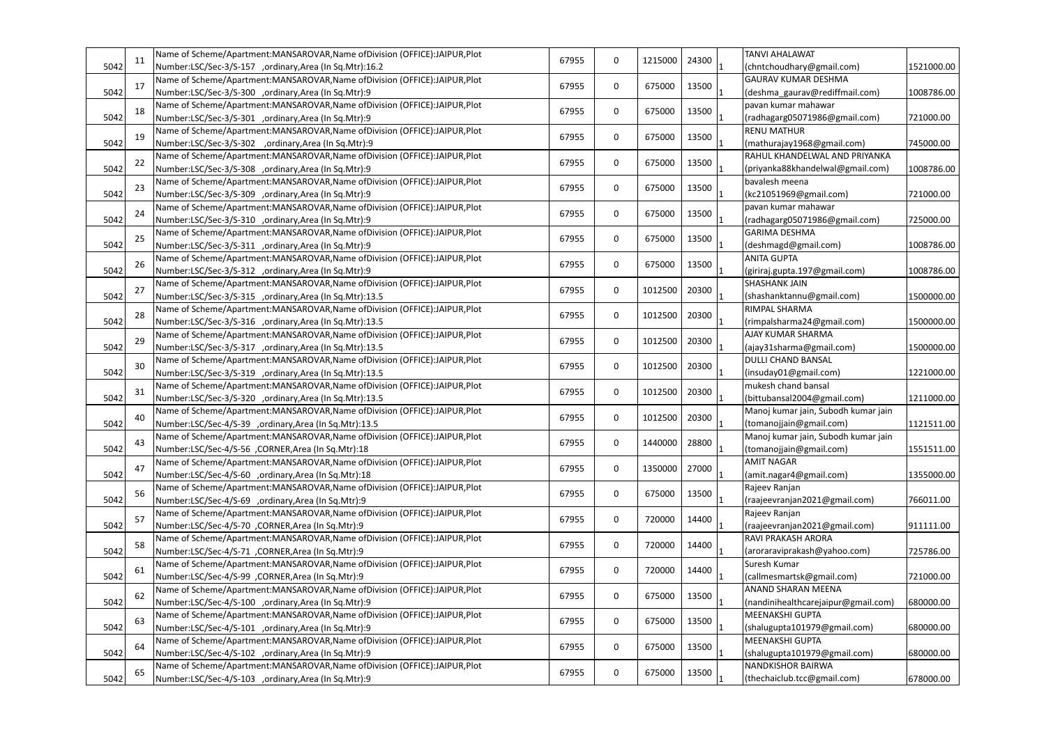| | | | | | | | | | |
|---|---|---|---|---|---|---|---|---|---|
| 5042 | 11 | Name of Scheme/Apartment:MANSAROVAR,Name ofDivision (OFFICE):JAIPUR,Plot Number:LSC/Sec-3/S-157 ,ordinary,Area (In Sq.Mtr):16.2 | 67955 | 0 | 1215000 | 24300 | 1 | TANVI AHALAWAT (chntchoudhary@gmail.com) | 1521000.00 |
| 5042 | 17 | Name of Scheme/Apartment:MANSAROVAR,Name ofDivision (OFFICE):JAIPUR,Plot Number:LSC/Sec-3/S-300 ,ordinary,Area (In Sq.Mtr):9 | 67955 | 0 | 675000 | 13500 | 1 | GAURAV KUMAR DESHMA (deshma_gaurav@rediffmail.com) | 1008786.00 |
| 5042 | 18 | Name of Scheme/Apartment:MANSAROVAR,Name ofDivision (OFFICE):JAIPUR,Plot Number:LSC/Sec-3/S-301 ,ordinary,Area (In Sq.Mtr):9 | 67955 | 0 | 675000 | 13500 | 1 | pavan kumar mahawar (radhagarg05071986@gmail.com) | 721000.00 |
| 5042 | 19 | Name of Scheme/Apartment:MANSAROVAR,Name ofDivision (OFFICE):JAIPUR,Plot Number:LSC/Sec-3/S-302 ,ordinary,Area (In Sq.Mtr):9 | 67955 | 0 | 675000 | 13500 | 1 | RENU MATHUR (mathurajay1968@gmail.com) | 745000.00 |
| 5042 | 22 | Name of Scheme/Apartment:MANSAROVAR,Name ofDivision (OFFICE):JAIPUR,Plot Number:LSC/Sec-3/S-308 ,ordinary,Area (In Sq.Mtr):9 | 67955 | 0 | 675000 | 13500 | 1 | RAHUL KHANDELWAL AND PRIYANKA (priyanka88khandelwal@gmail.com) | 1008786.00 |
| 5042 | 23 | Name of Scheme/Apartment:MANSAROVAR,Name ofDivision (OFFICE):JAIPUR,Plot Number:LSC/Sec-3/S-309 ,ordinary,Area (In Sq.Mtr):9 | 67955 | 0 | 675000 | 13500 | 1 | bavalesh meena (kc21051969@gmail.com) | 721000.00 |
| 5042 | 24 | Name of Scheme/Apartment:MANSAROVAR,Name ofDivision (OFFICE):JAIPUR,Plot Number:LSC/Sec-3/S-310 ,ordinary,Area (In Sq.Mtr):9 | 67955 | 0 | 675000 | 13500 | 1 | pavan kumar mahawar (radhagarg05071986@gmail.com) | 725000.00 |
| 5042 | 25 | Name of Scheme/Apartment:MANSAROVAR,Name ofDivision (OFFICE):JAIPUR,Plot Number:LSC/Sec-3/S-311 ,ordinary,Area (In Sq.Mtr):9 | 67955 | 0 | 675000 | 13500 | 1 | GARIMA DESHMA (deshmagd@gmail.com) | 1008786.00 |
| 5042 | 26 | Name of Scheme/Apartment:MANSAROVAR,Name ofDivision (OFFICE):JAIPUR,Plot Number:LSC/Sec-3/S-312 ,ordinary,Area (In Sq.Mtr):9 | 67955 | 0 | 675000 | 13500 | 1 | ANITA GUPTA (giriraj.gupta.197@gmail.com) | 1008786.00 |
| 5042 | 27 | Name of Scheme/Apartment:MANSAROVAR,Name ofDivision (OFFICE):JAIPUR,Plot Number:LSC/Sec-3/S-315 ,ordinary,Area (In Sq.Mtr):13.5 | 67955 | 0 | 1012500 | 20300 | 1 | SHASHANK JAIN (shashanktannu@gmail.com) | 1500000.00 |
| 5042 | 28 | Name of Scheme/Apartment:MANSAROVAR,Name ofDivision (OFFICE):JAIPUR,Plot Number:LSC/Sec-3/S-316 ,ordinary,Area (In Sq.Mtr):13.5 | 67955 | 0 | 1012500 | 20300 | 1 | RIMPAL SHARMA (rimpalsharma24@gmail.com) | 1500000.00 |
| 5042 | 29 | Name of Scheme/Apartment:MANSAROVAR,Name ofDivision (OFFICE):JAIPUR,Plot Number:LSC/Sec-3/S-317 ,ordinary,Area (In Sq.Mtr):13.5 | 67955 | 0 | 1012500 | 20300 | 1 | AJAY KUMAR SHARMA (ajay31sharma@gmail.com) | 1500000.00 |
| 5042 | 30 | Name of Scheme/Apartment:MANSAROVAR,Name ofDivision (OFFICE):JAIPUR,Plot Number:LSC/Sec-3/S-319 ,ordinary,Area (In Sq.Mtr):13.5 | 67955 | 0 | 1012500 | 20300 | 1 | DULLI CHAND BANSAL (insuday01@gmail.com) | 1221000.00 |
| 5042 | 31 | Name of Scheme/Apartment:MANSAROVAR,Name ofDivision (OFFICE):JAIPUR,Plot Number:LSC/Sec-3/S-320 ,ordinary,Area (In Sq.Mtr):13.5 | 67955 | 0 | 1012500 | 20300 | 1 | mukesh chand bansal (bittubansal2004@gmail.com) | 1211000.00 |
| 5042 | 40 | Name of Scheme/Apartment:MANSAROVAR,Name ofDivision (OFFICE):JAIPUR,Plot Number:LSC/Sec-4/S-39 ,ordinary,Area (In Sq.Mtr):13.5 | 67955 | 0 | 1012500 | 20300 | 1 | Manoj kumar jain, Subodh kumar jain (tomanojjain@gmail.com) | 1121511.00 |
| 5042 | 43 | Name of Scheme/Apartment:MANSAROVAR,Name ofDivision (OFFICE):JAIPUR,Plot Number:LSC/Sec-4/S-56 ,CORNER,Area (In Sq.Mtr):18 | 67955 | 0 | 1440000 | 28800 | 1 | Manoj kumar jain, Subodh kumar jain (tomanojjain@gmail.com) | 1551511.00 |
| 5042 | 47 | Name of Scheme/Apartment:MANSAROVAR,Name ofDivision (OFFICE):JAIPUR,Plot Number:LSC/Sec-4/S-60 ,ordinary,Area (In Sq.Mtr):18 | 67955 | 0 | 1350000 | 27000 | 1 | AMIT NAGAR (amit.nagar4@gmail.com) | 1355000.00 |
| 5042 | 56 | Name of Scheme/Apartment:MANSAROVAR,Name ofDivision (OFFICE):JAIPUR,Plot Number:LSC/Sec-4/S-69 ,ordinary,Area (In Sq.Mtr):9 | 67955 | 0 | 675000 | 13500 | 1 | Rajeev Ranjan (raajeevranjan2021@gmail.com) | 766011.00 |
| 5042 | 57 | Name of Scheme/Apartment:MANSAROVAR,Name ofDivision (OFFICE):JAIPUR,Plot Number:LSC/Sec-4/S-70 ,CORNER,Area (In Sq.Mtr):9 | 67955 | 0 | 720000 | 14400 | 1 | Rajeev Ranjan (raajeevranjan2021@gmail.com) | 911111.00 |
| 5042 | 58 | Name of Scheme/Apartment:MANSAROVAR,Name ofDivision (OFFICE):JAIPUR,Plot Number:LSC/Sec-4/S-71 ,CORNER,Area (In Sq.Mtr):9 | 67955 | 0 | 720000 | 14400 | 1 | RAVI PRAKASH ARORA (aroraraviprakash@yahoo.com) | 725786.00 |
| 5042 | 61 | Name of Scheme/Apartment:MANSAROVAR,Name ofDivision (OFFICE):JAIPUR,Plot Number:LSC/Sec-4/S-99 ,CORNER,Area (In Sq.Mtr):9 | 67955 | 0 | 720000 | 14400 | 1 | Suresh Kumar (callmesmartsk@gmail.com) | 721000.00 |
| 5042 | 62 | Name of Scheme/Apartment:MANSAROVAR,Name ofDivision (OFFICE):JAIPUR,Plot Number:LSC/Sec-4/S-100 ,ordinary,Area (In Sq.Mtr):9 | 67955 | 0 | 675000 | 13500 | 1 | ANAND SHARAN MEENA (nandinihealthcarejaipur@gmail.com) | 680000.00 |
| 5042 | 63 | Name of Scheme/Apartment:MANSAROVAR,Name ofDivision (OFFICE):JAIPUR,Plot Number:LSC/Sec-4/S-101 ,ordinary,Area (In Sq.Mtr):9 | 67955 | 0 | 675000 | 13500 | 1 | MEENAKSHI GUPTA (shalugupta101979@gmail.com) | 680000.00 |
| 5042 | 64 | Name of Scheme/Apartment:MANSAROVAR,Name ofDivision (OFFICE):JAIPUR,Plot Number:LSC/Sec-4/S-102 ,ordinary,Area (In Sq.Mtr):9 | 67955 | 0 | 675000 | 13500 | 1 | MEENAKSHI GUPTA (shalugupta101979@gmail.com) | 680000.00 |
| 5042 | 65 | Name of Scheme/Apartment:MANSAROVAR,Name ofDivision (OFFICE):JAIPUR,Plot Number:LSC/Sec-4/S-103 ,ordinary,Area (In Sq.Mtr):9 | 67955 | 0 | 675000 | 13500 | 1 | NANDKISHOR BAIRWA (thechaiclub.tcc@gmail.com) | 678000.00 |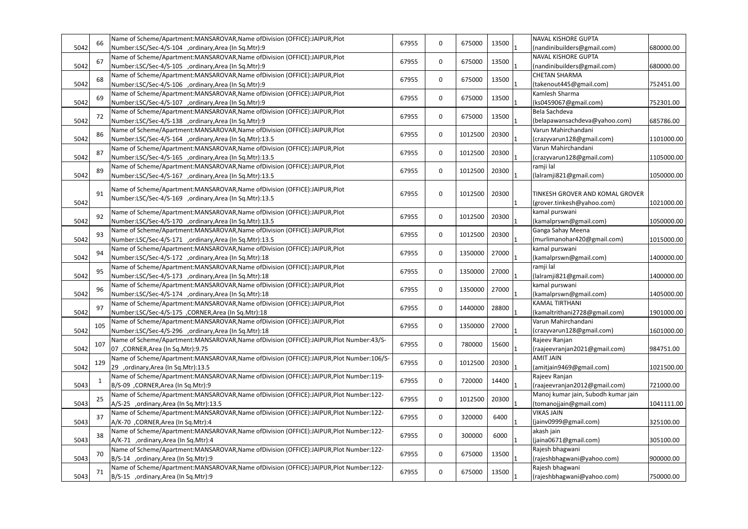| | | | | | | | | | |
|---|---|---|---|---|---|---|---|---|---|
| 5042 | 66 | Name of Scheme/Apartment:MANSAROVAR,Name ofDivision (OFFICE):JAIPUR,Plot Number:LSC/Sec-4/S-104 ,ordinary,Area (In Sq.Mtr):9 | 67955 | 0 | 675000 | 13500 | 1 | NAVAL KISHORE GUPTA (nandinibuilders@gmail.com) | 680000.00 |
| 5042 | 67 | Name of Scheme/Apartment:MANSAROVAR,Name ofDivision (OFFICE):JAIPUR,Plot Number:LSC/Sec-4/S-105 ,ordinary,Area (In Sq.Mtr):9 | 67955 | 0 | 675000 | 13500 | 1 | NAVAL KISHORE GUPTA (nandinibuilders@gmail.com) | 680000.00 |
| 5042 | 68 | Name of Scheme/Apartment:MANSAROVAR,Name ofDivision (OFFICE):JAIPUR,Plot Number:LSC/Sec-4/S-106 ,ordinary,Area (In Sq.Mtr):9 | 67955 | 0 | 675000 | 13500 | 1 | CHETAN SHARMA (takenout445@gmail.com) | 752451.00 |
| 5042 | 69 | Name of Scheme/Apartment:MANSAROVAR,Name ofDivision (OFFICE):JAIPUR,Plot Number:LSC/Sec-4/S-107 ,ordinary,Area (In Sq.Mtr):9 | 67955 | 0 | 675000 | 13500 | 1 | Kamlesh Sharma (ks0459067@gmail.com) | 752301.00 |
| 5042 | 72 | Name of Scheme/Apartment:MANSAROVAR,Name ofDivision (OFFICE):JAIPUR,Plot Number:LSC/Sec-4/S-138 ,ordinary,Area (In Sq.Mtr):9 | 67955 | 0 | 675000 | 13500 | 1 | Bela Sachdeva (belapawansachdeva@yahoo.com) | 685786.00 |
| 5042 | 86 | Name of Scheme/Apartment:MANSAROVAR,Name ofDivision (OFFICE):JAIPUR,Plot Number:LSC/Sec-4/S-164 ,ordinary,Area (In Sq.Mtr):13.5 | 67955 | 0 | 1012500 | 20300 | 1 | Varun Mahirchandani (crazyvarun128@gmail.com) | 1101000.00 |
| 5042 | 87 | Name of Scheme/Apartment:MANSAROVAR,Name ofDivision (OFFICE):JAIPUR,Plot Number:LSC/Sec-4/S-165 ,ordinary,Area (In Sq.Mtr):13.5 | 67955 | 0 | 1012500 | 20300 | 1 | Varun Mahirchandani (crazyvarun128@gmail.com) | 1105000.00 |
| 5042 | 89 | Name of Scheme/Apartment:MANSAROVAR,Name ofDivision (OFFICE):JAIPUR,Plot Number:LSC/Sec-4/S-167 ,ordinary,Area (In Sq.Mtr):13.5 | 67955 | 0 | 1012500 | 20300 | 1 | ramji lal (lalramji821@gmail.com) | 1050000.00 |
| 5042 | 91 | Name of Scheme/Apartment:MANSAROVAR,Name ofDivision (OFFICE):JAIPUR,Plot Number:LSC/Sec-4/S-169 ,ordinary,Area (In Sq.Mtr):13.5 | 67955 | 0 | 1012500 | 20300 | 1 | TINKESH GROVER AND KOMAL GROVER (grover.tinkesh@yahoo.com) | 1021000.00 |
| 5042 | 92 | Name of Scheme/Apartment:MANSAROVAR,Name ofDivision (OFFICE):JAIPUR,Plot Number:LSC/Sec-4/S-170 ,ordinary,Area (In Sq.Mtr):13.5 | 67955 | 0 | 1012500 | 20300 | 1 | kamal purswani (kamalprswn@gmail.com) | 1050000.00 |
| 5042 | 93 | Name of Scheme/Apartment:MANSAROVAR,Name ofDivision (OFFICE):JAIPUR,Plot Number:LSC/Sec-4/S-171 ,ordinary,Area (In Sq.Mtr):13.5 | 67955 | 0 | 1012500 | 20300 | 1 | Ganga Sahay Meena (murlimanohar420@gmail.com) | 1015000.00 |
| 5042 | 94 | Name of Scheme/Apartment:MANSAROVAR,Name ofDivision (OFFICE):JAIPUR,Plot Number:LSC/Sec-4/S-172 ,ordinary,Area (In Sq.Mtr):18 | 67955 | 0 | 1350000 | 27000 | 1 | kamal purswani (kamalprswn@gmail.com) | 1400000.00 |
| 5042 | 95 | Name of Scheme/Apartment:MANSAROVAR,Name ofDivision (OFFICE):JAIPUR,Plot Number:LSC/Sec-4/S-173 ,ordinary,Area (In Sq.Mtr):18 | 67955 | 0 | 1350000 | 27000 | 1 | ramji lal (lalramji821@gmail.com) | 1400000.00 |
| 5042 | 96 | Name of Scheme/Apartment:MANSAROVAR,Name ofDivision (OFFICE):JAIPUR,Plot Number:LSC/Sec-4/S-174 ,ordinary,Area (In Sq.Mtr):18 | 67955 | 0 | 1350000 | 27000 | 1 | kamal purswani (kamalprswn@gmail.com) | 1405000.00 |
| 5042 | 97 | Name of Scheme/Apartment:MANSAROVAR,Name ofDivision (OFFICE):JAIPUR,Plot Number:LSC/Sec-4/S-175 ,CORNER,Area (In Sq.Mtr):18 | 67955 | 0 | 1440000 | 28800 | 1 | KAMAL TIRTHANI (kamaltrithani2728@gmail.com) | 1901000.00 |
| 5042 | 105 | Name of Scheme/Apartment:MANSAROVAR,Name ofDivision (OFFICE):JAIPUR,Plot Number:LSC/Sec-4/S-296 ,ordinary,Area (In Sq.Mtr):18 | 67955 | 0 | 1350000 | 27000 | 1 | Varun Mahirchandani (crazyvarun128@gmail.com) | 1601000.00 |
| 5042 | 107 | Name of Scheme/Apartment:MANSAROVAR,Name ofDivision (OFFICE):JAIPUR,Plot Number:43/S-07 ,CORNER,Area (In Sq.Mtr):9.75 | 67955 | 0 | 780000 | 15600 | 1 | Rajeev Ranjan (raajeevranjan2021@gmail.com) | 984751.00 |
| 5042 | 129 | Name of Scheme/Apartment:MANSAROVAR,Name ofDivision (OFFICE):JAIPUR,Plot Number:106/S-29 ,ordinary,Area (In Sq.Mtr):13.5 | 67955 | 0 | 1012500 | 20300 | 1 | AMIT JAIN (amitjain9469@gmail.com) | 1021500.00 |
| 5043 | 1 | Name of Scheme/Apartment:MANSAROVAR,Name ofDivision (OFFICE):JAIPUR,Plot Number:119-B/S-09 ,CORNER,Area (In Sq.Mtr):9 | 67955 | 0 | 720000 | 14400 | 1 | Rajeev Ranjan (raajeevranjan2012@gmail.com) | 721000.00 |
| 5043 | 25 | Name of Scheme/Apartment:MANSAROVAR,Name ofDivision (OFFICE):JAIPUR,Plot Number:122-A/S-25 ,ordinary,Area (In Sq.Mtr):13.5 | 67955 | 0 | 1012500 | 20300 | 1 | Manoj kumar jain, Subodh kumar jain (tomanojjain@gmail.com) | 1041111.00 |
| 5043 | 37 | Name of Scheme/Apartment:MANSAROVAR,Name ofDivision (OFFICE):JAIPUR,Plot Number:122-A/K-70 ,CORNER,Area (In Sq.Mtr):4 | 67955 | 0 | 320000 | 6400 | 1 | VIKAS JAIN (jainv0999@gmail.com) | 325100.00 |
| 5043 | 38 | Name of Scheme/Apartment:MANSAROVAR,Name ofDivision (OFFICE):JAIPUR,Plot Number:122-A/K-71 ,ordinary,Area (In Sq.Mtr):4 | 67955 | 0 | 300000 | 6000 | 1 | akash jain (jaina0671@gmail.com) | 305100.00 |
| 5043 | 70 | Name of Scheme/Apartment:MANSAROVAR,Name ofDivision (OFFICE):JAIPUR,Plot Number:122-B/S-14 ,ordinary,Area (In Sq.Mtr):9 | 67955 | 0 | 675000 | 13500 | 1 | Rajesh bhagwani (rajeshbhagwani@yahoo.com) | 900000.00 |
| 5043 | 71 | Name of Scheme/Apartment:MANSAROVAR,Name ofDivision (OFFICE):JAIPUR,Plot Number:122-B/S-15 ,ordinary,Area (In Sq.Mtr):9 | 67955 | 0 | 675000 | 13500 | 1 | Rajesh bhagwani (rajeshbhagwani@yahoo.com) | 750000.00 |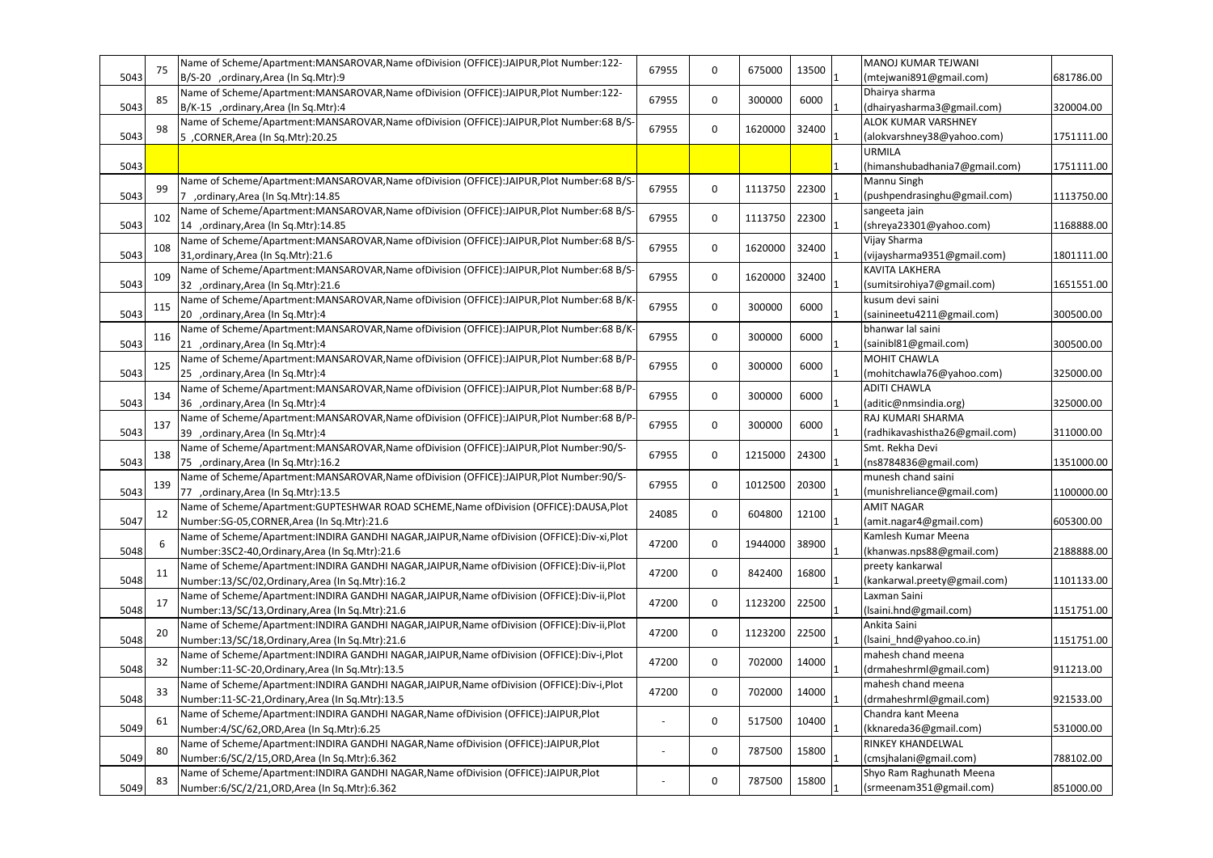| | | | | | | | | | |
|---|---|---|---|---|---|---|---|---|---|
| 5043 | 75 | Name of Scheme/Apartment:MANSAROVAR,Name ofDivision (OFFICE):JAIPUR,Plot Number:122-B/S-20 ,ordinary,Area (In Sq.Mtr):9 | 67955 | 0 | 675000 | 13500 | 1 | MANOJ KUMAR TEJWANI (mtejwani891@gmail.com) | 681786.00 |
| 5043 | 85 | Name of Scheme/Apartment:MANSAROVAR,Name ofDivision (OFFICE):JAIPUR,Plot Number:122-B/K-15 ,ordinary,Area (In Sq.Mtr):4 | 67955 | 0 | 300000 | 6000 | 1 | Dhairya sharma (dhairyasharma3@gmail.com) | 320004.00 |
| 5043 | 98 | Name of Scheme/Apartment:MANSAROVAR,Name ofDivision (OFFICE):JAIPUR,Plot Number:68 B/S-5 ,CORNER,Area (In Sq.Mtr):20.25 | 67955 | 0 | 1620000 | 32400 | 1 | ALOK KUMAR VARSHNEY (alokvarshney38@yahoo.com) | 1751111.00 |
| 5043 | | | | | | | 1 | URMILA (himanshubadhania7@gmail.com) | 1751111.00 |
| 5043 | 99 | Name of Scheme/Apartment:MANSAROVAR,Name ofDivision (OFFICE):JAIPUR,Plot Number:68 B/S-7 ,ordinary,Area (In Sq.Mtr):14.85 | 67955 | 0 | 1113750 | 22300 | 1 | Mannu Singh (pushpendrasinghu@gmail.com) | 1113750.00 |
| 5043 | 102 | Name of Scheme/Apartment:MANSAROVAR,Name ofDivision (OFFICE):JAIPUR,Plot Number:68 B/S-14 ,ordinary,Area (In Sq.Mtr):14.85 | 67955 | 0 | 1113750 | 22300 | 1 | sangeeta jain (shreya23301@yahoo.com) | 1168888.00 |
| 5043 | 108 | Name of Scheme/Apartment:MANSAROVAR,Name ofDivision (OFFICE):JAIPUR,Plot Number:68 B/S-31,ordinary,Area (In Sq.Mtr):21.6 | 67955 | 0 | 1620000 | 32400 | 1 | Vijay Sharma (vijaysharma9351@gmail.com) | 1801111.00 |
| 5043 | 109 | Name of Scheme/Apartment:MANSAROVAR,Name ofDivision (OFFICE):JAIPUR,Plot Number:68 B/S-32 ,ordinary,Area (In Sq.Mtr):21.6 | 67955 | 0 | 1620000 | 32400 | 1 | KAVITA LAKHERA (sumitsirohiya7@gmail.com) | 1651551.00 |
| 5043 | 115 | Name of Scheme/Apartment:MANSAROVAR,Name ofDivision (OFFICE):JAIPUR,Plot Number:68 B/K-20 ,ordinary,Area (In Sq.Mtr):4 | 67955 | 0 | 300000 | 6000 | 1 | kusum devi saini (saininеetu4211@gmail.com) | 300500.00 |
| 5043 | 116 | Name of Scheme/Apartment:MANSAROVAR,Name ofDivision (OFFICE):JAIPUR,Plot Number:68 B/K-21 ,ordinary,Area (In Sq.Mtr):4 | 67955 | 0 | 300000 | 6000 | 1 | bhanwar lal saini (sainibl81@gmail.com) | 300500.00 |
| 5043 | 125 | Name of Scheme/Apartment:MANSAROVAR,Name ofDivision (OFFICE):JAIPUR,Plot Number:68 B/P-25 ,ordinary,Area (In Sq.Mtr):4 | 67955 | 0 | 300000 | 6000 | 1 | MOHIT CHAWLA (mohitchawla76@yahoo.com) | 325000.00 |
| 5043 | 134 | Name of Scheme/Apartment:MANSAROVAR,Name ofDivision (OFFICE):JAIPUR,Plot Number:68 B/P-36 ,ordinary,Area (In Sq.Mtr):4 | 67955 | 0 | 300000 | 6000 | 1 | ADITI CHAWLA (aditic@nmsindia.org) | 325000.00 |
| 5043 | 137 | Name of Scheme/Apartment:MANSAROVAR,Name ofDivision (OFFICE):JAIPUR,Plot Number:68 B/P-39 ,ordinary,Area (In Sq.Mtr):4 | 67955 | 0 | 300000 | 6000 | 1 | RAJ KUMARI SHARMA (radhikavashistha26@gmail.com) | 311000.00 |
| 5043 | 138 | Name of Scheme/Apartment:MANSAROVAR,Name ofDivision (OFFICE):JAIPUR,Plot Number:90/S-75 ,ordinary,Area (In Sq.Mtr):16.2 | 67955 | 0 | 1215000 | 24300 | 1 | Smt. Rekha Devi (ns8784836@gmail.com) | 1351000.00 |
| 5043 | 139 | Name of Scheme/Apartment:MANSAROVAR,Name ofDivision (OFFICE):JAIPUR,Plot Number:90/S-77 ,ordinary,Area (In Sq.Mtr):13.5 | 67955 | 0 | 1012500 | 20300 | 1 | munesh chand saini (munishreliance@gmail.com) | 1100000.00 |
| 5047 | 12 | Name of Scheme/Apartment:GUPTESHWAR ROAD SCHEME,Name ofDivision (OFFICE):DAUSA,Plot Number:SG-05,CORNER,Area (In Sq.Mtr):21.6 | 24085 | 0 | 604800 | 12100 | 1 | AMIT NAGAR (amit.nagar4@gmail.com) | 605300.00 |
| 5048 | 6 | Name of Scheme/Apartment:INDIRA GANDHI NAGAR,JAIPUR,Name ofDivision (OFFICE):Div-xi,Plot Number:3SC2-40,Ordinary,Area (In Sq.Mtr):21.6 | 47200 | 0 | 1944000 | 38900 | 1 | Kamlesh Kumar Meena (khanwas.nps88@gmail.com) | 2188888.00 |
| 5048 | 11 | Name of Scheme/Apartment:INDIRA GANDHI NAGAR,JAIPUR,Name ofDivision (OFFICE):Div-ii,Plot Number:13/SC/02,Ordinary,Area (In Sq.Mtr):16.2 | 47200 | 0 | 842400 | 16800 | 1 | preety kankarwal (kankarwal.preety@gmail.com) | 1101133.00 |
| 5048 | 17 | Name of Scheme/Apartment:INDIRA GANDHI NAGAR,JAIPUR,Name ofDivision (OFFICE):Div-ii,Plot Number:13/SC/13,Ordinary,Area (In Sq.Mtr):21.6 | 47200 | 0 | 1123200 | 22500 | 1 | Laxman Saini (lsaini.hnd@gmail.com) | 1151751.00 |
| 5048 | 20 | Name of Scheme/Apartment:INDIRA GANDHI NAGAR,JAIPUR,Name ofDivision (OFFICE):Div-ii,Plot Number:13/SC/18,Ordinary,Area (In Sq.Mtr):21.6 | 47200 | 0 | 1123200 | 22500 | 1 | Ankita Saini (lsaini_hnd@yahoo.co.in) | 1151751.00 |
| 5048 | 32 | Name of Scheme/Apartment:INDIRA GANDHI NAGAR,JAIPUR,Name ofDivision (OFFICE):Div-i,Plot Number:11-SC-20,Ordinary,Area (In Sq.Mtr):13.5 | 47200 | 0 | 702000 | 14000 | 1 | mahesh chand meena (drmaheshrml@gmail.com) | 911213.00 |
| 5048 | 33 | Name of Scheme/Apartment:INDIRA GANDHI NAGAR,JAIPUR,Name ofDivision (OFFICE):Div-i,Plot Number:11-SC-21,Ordinary,Area (In Sq.Mtr):13.5 | 47200 | 0 | 702000 | 14000 | 1 | mahesh chand meena (drmaheshrml@gmail.com) | 921533.00 |
| 5049 | 61 | Name of Scheme/Apartment:INDIRA GANDHI NAGAR,Name ofDivision (OFFICE):JAIPUR,Plot Number:4/SC/62,ORD,Area (In Sq.Mtr):6.25 | - | 0 | 517500 | 10400 | 1 | Chandra kant Meena (kknareda36@gmail.com) | 531000.00 |
| 5049 | 80 | Name of Scheme/Apartment:INDIRA GANDHI NAGAR,Name ofDivision (OFFICE):JAIPUR,Plot Number:6/SC/2/15,ORD,Area (In Sq.Mtr):6.362 | - | 0 | 787500 | 15800 | 1 | RINKEY KHANDELWAL (cmsjhalani@gmail.com) | 788102.00 |
| 5049 | 83 | Name of Scheme/Apartment:INDIRA GANDHI NAGAR,Name ofDivision (OFFICE):JAIPUR,Plot Number:6/SC/2/21,ORD,Area (In Sq.Mtr):6.362 | - | 0 | 787500 | 15800 | 1 | Shyo Ram Raghunath Meena (srmeenam351@gmail.com) | 851000.00 |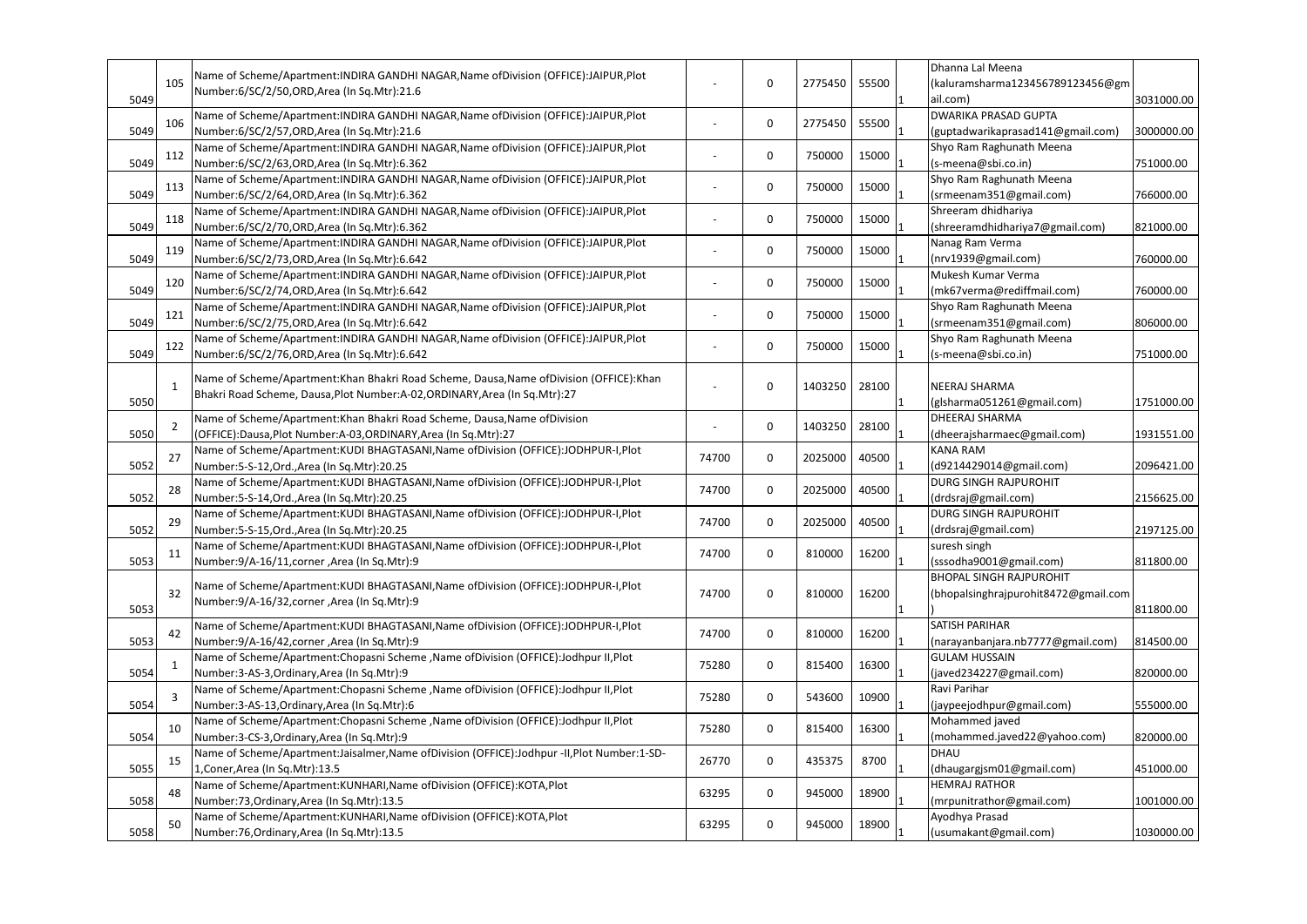| | | | | | | | | | |
|---|---|---|---|---|---|---|---|---|---|
| 5049 | 105 | Name of Scheme/Apartment:INDIRA GANDHI NAGAR,Name ofDivision (OFFICE):JAIPUR,Plot Number:6/SC/2/50,ORD,Area (In Sq.Mtr):21.6 | - | 0 | 2775450 | 55500 | 1 | Dhanna Lal Meena (kaluramsharma123456789123456@gmail.com) | 3031000.00 |
| 5049 | 106 | Name of Scheme/Apartment:INDIRA GANDHI NAGAR,Name ofDivision (OFFICE):JAIPUR,Plot Number:6/SC/2/57,ORD,Area (In Sq.Mtr):21.6 | - | 0 | 2775450 | 55500 | 1 | DWARIKA PRASAD GUPTA (guptadwarikaprasad141@gmail.com) | 3000000.00 |
| 5049 | 112 | Name of Scheme/Apartment:INDIRA GANDHI NAGAR,Name ofDivision (OFFICE):JAIPUR,Plot Number:6/SC/2/63,ORD,Area (In Sq.Mtr):6.362 | - | 0 | 750000 | 15000 | 1 | Shyo Ram Raghunath Meena (s-meena@sbi.co.in) | 751000.00 |
| 5049 | 113 | Name of Scheme/Apartment:INDIRA GANDHI NAGAR,Name ofDivision (OFFICE):JAIPUR,Plot Number:6/SC/2/64,ORD,Area (In Sq.Mtr):6.362 | - | 0 | 750000 | 15000 | 1 | Shyo Ram Raghunath Meena (srmeenam351@gmail.com) | 766000.00 |
| 5049 | 118 | Name of Scheme/Apartment:INDIRA GANDHI NAGAR,Name ofDivision (OFFICE):JAIPUR,Plot Number:6/SC/2/70,ORD,Area (In Sq.Mtr):6.362 | - | 0 | 750000 | 15000 | 1 | Shreeram dhidhariya (shreeramdhidhariya7@gmail.com) | 821000.00 |
| 5049 | 119 | Name of Scheme/Apartment:INDIRA GANDHI NAGAR,Name ofDivision (OFFICE):JAIPUR,Plot Number:6/SC/2/73,ORD,Area (In Sq.Mtr):6.642 | - | 0 | 750000 | 15000 | 1 | Nanag Ram Verma (nrv1939@gmail.com) | 760000.00 |
| 5049 | 120 | Name of Scheme/Apartment:INDIRA GANDHI NAGAR,Name ofDivision (OFFICE):JAIPUR,Plot Number:6/SC/2/74,ORD,Area (In Sq.Mtr):6.642 | - | 0 | 750000 | 15000 | 1 | Mukesh Kumar Verma (mk67verma@rediffmail.com) | 760000.00 |
| 5049 | 121 | Name of Scheme/Apartment:INDIRA GANDHI NAGAR,Name ofDivision (OFFICE):JAIPUR,Plot Number:6/SC/2/75,ORD,Area (In Sq.Mtr):6.642 | - | 0 | 750000 | 15000 | 1 | Shyo Ram Raghunath Meena (srmeenam351@gmail.com) | 806000.00 |
| 5049 | 122 | Name of Scheme/Apartment:INDIRA GANDHI NAGAR,Name ofDivision (OFFICE):JAIPUR,Plot Number:6/SC/2/76,ORD,Area (In Sq.Mtr):6.642 | - | 0 | 750000 | 15000 | 1 | Shyo Ram Raghunath Meena (s-meena@sbi.co.in) | 751000.00 |
| 5050 | 1 | Name of Scheme/Apartment:Khan Bhakri Road Scheme, Dausa,Name ofDivision (OFFICE):Khan Bhakri Road Scheme, Dausa,Plot Number:A-02,ORDINARY,Area (In Sq.Mtr):27 | - | 0 | 1403250 | 28100 | 1 | NEERAJ SHARMA (glsharma051261@gmail.com) | 1751000.00 |
| 5050 | 2 | Name of Scheme/Apartment:Khan Bhakri Road Scheme, Dausa,Name ofDivision (OFFICE):Dausa,Plot Number:A-03,ORDINARY,Area (In Sq.Mtr):27 | - | 0 | 1403250 | 28100 | 1 | DHEERAJ SHARMA (dheerajsharmaec@gmail.com) | 1931551.00 |
| 5052 | 27 | Name of Scheme/Apartment:KUDI BHAGTASANI,Name ofDivision (OFFICE):JODHPUR-I,Plot Number:5-S-12,Ord.,Area (In Sq.Mtr):20.25 | 74700 | 0 | 2025000 | 40500 | 1 | KANA RAM (d9214429014@gmail.com) | 2096421.00 |
| 5052 | 28 | Name of Scheme/Apartment:KUDI BHAGTASANI,Name ofDivision (OFFICE):JODHPUR-I,Plot Number:5-S-14,Ord.,Area (In Sq.Mtr):20.25 | 74700 | 0 | 2025000 | 40500 | 1 | DURG SINGH RAJPUROHIT (drdsraj@gmail.com) | 2156625.00 |
| 5052 | 29 | Name of Scheme/Apartment:KUDI BHAGTASANI,Name ofDivision (OFFICE):JODHPUR-I,Plot Number:5-S-15,Ord.,Area (In Sq.Mtr):20.25 | 74700 | 0 | 2025000 | 40500 | 1 | DURG SINGH RAJPUROHIT (drdsraj@gmail.com) | 2197125.00 |
| 5053 | 11 | Name of Scheme/Apartment:KUDI BHAGTASANI,Name ofDivision (OFFICE):JODHPUR-I,Plot Number:9/A-16/11,corner ,Area (In Sq.Mtr):9 | 74700 | 0 | 810000 | 16200 | 1 | suresh singh (sssodha9001@gmail.com) | 811800.00 |
| 5053 | 32 | Name of Scheme/Apartment:KUDI BHAGTASANI,Name ofDivision (OFFICE):JODHPUR-I,Plot Number:9/A-16/32,corner ,Area (In Sq.Mtr):9 | 74700 | 0 | 810000 | 16200 | 1 | BHOPAL SINGH RAJPUROHIT (bhopalsinghrajpurohit8472@gmail.com) | 811800.00 |
| 5053 | 42 | Name of Scheme/Apartment:KUDI BHAGTASANI,Name ofDivision (OFFICE):JODHPUR-I,Plot Number:9/A-16/42,corner ,Area (In Sq.Mtr):9 | 74700 | 0 | 810000 | 16200 | 1 | SATISH PARIHAR (narayanbanjara.nb7777@gmail.com) | 814500.00 |
| 5054 | 1 | Name of Scheme/Apartment:Chopasni Scheme ,Name ofDivision (OFFICE):Jodhpur II,Plot Number:3-AS-3,Ordinary,Area (In Sq.Mtr):9 | 75280 | 0 | 815400 | 16300 | 1 | GULAM HUSSAIN (javed234227@gmail.com) | 820000.00 |
| 5054 | 3 | Name of Scheme/Apartment:Chopasni Scheme ,Name ofDivision (OFFICE):Jodhpur II,Plot Number:3-AS-13,Ordinary,Area (In Sq.Mtr):6 | 75280 | 0 | 543600 | 10900 | 1 | Ravi Parihar (jaypeejodhpur@gmail.com) | 555000.00 |
| 5054 | 10 | Name of Scheme/Apartment:Chopasni Scheme ,Name ofDivision (OFFICE):Jodhpur II,Plot Number:3-CS-3,Ordinary,Area (In Sq.Mtr):9 | 75280 | 0 | 815400 | 16300 | 1 | Mohammed javed (mohammed.javed22@yahoo.com) | 820000.00 |
| 5055 | 15 | Name of Scheme/Apartment:Jaisalmer,Name ofDivision (OFFICE):Jodhpur -II,Plot Number:1-SD-1,Coner,Area (In Sq.Mtr):13.5 | 26770 | 0 | 435375 | 8700 | 1 | DHAU (dhaugargjsm01@gmail.com) | 451000.00 |
| 5058 | 48 | Name of Scheme/Apartment:KUNHARI,Name ofDivision (OFFICE):KOTA,Plot Number:73,Ordinary,Area (In Sq.Mtr):13.5 | 63295 | 0 | 945000 | 18900 | 1 | HEMRAJ RATHOR (mrpunitrathor@gmail.com) | 1001000.00 |
| 5058 | 50 | Name of Scheme/Apartment:KUNHARI,Name ofDivision (OFFICE):KOTA,Plot Number:76,Ordinary,Area (In Sq.Mtr):13.5 | 63295 | 0 | 945000 | 18900 | 1 | Ayodhya Prasad (usumakant@gmail.com) | 1030000.00 |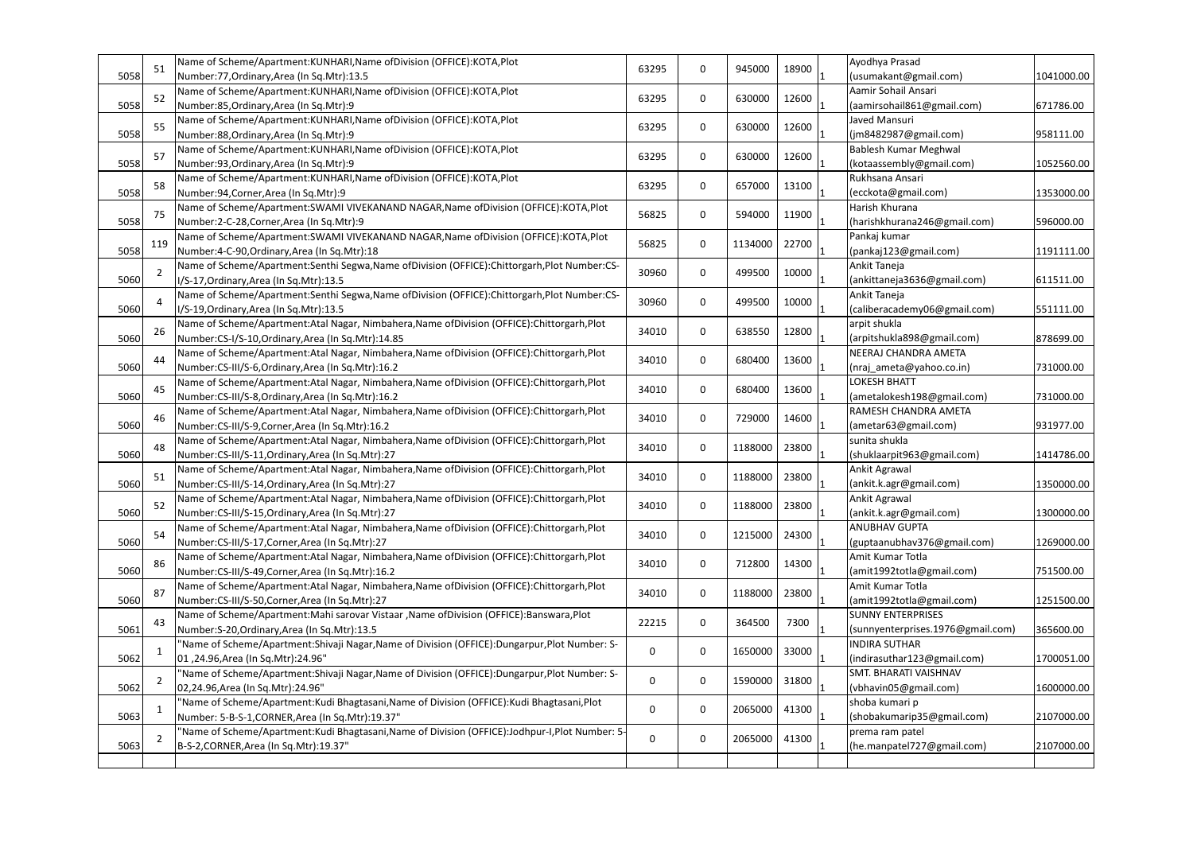| | | | | | | | | | |
|---|---|---|---|---|---|---|---|---|---|
| 5058 | 51 | Name of Scheme/Apartment:KUNHARI,Name ofDivision (OFFICE):KOTA,Plot Number:77,Ordinary,Area (In Sq.Mtr):13.5 | 63295 | 0 | 945000 | 18900 | 1 | Ayodhya Prasad (usumakant@gmail.com) | 1041000.00 |
| 5058 | 52 | Name of Scheme/Apartment:KUNHARI,Name ofDivision (OFFICE):KOTA,Plot Number:85,Ordinary,Area (In Sq.Mtr):9 | 63295 | 0 | 630000 | 12600 | 1 | Aamir Sohail Ansari (aamirsohail861@gmail.com) | 671786.00 |
| 5058 | 55 | Name of Scheme/Apartment:KUNHARI,Name ofDivision (OFFICE):KOTA,Plot Number:88,Ordinary,Area (In Sq.Mtr):9 | 63295 | 0 | 630000 | 12600 | 1 | Javed Mansuri (jm8482987@gmail.com) | 958111.00 |
| 5058 | 57 | Name of Scheme/Apartment:KUNHARI,Name ofDivision (OFFICE):KOTA,Plot Number:93,Ordinary,Area (In Sq.Mtr):9 | 63295 | 0 | 630000 | 12600 | 1 | Bablesh Kumar Meghwal (kotaassembly@gmail.com) | 1052560.00 |
| 5058 | 58 | Name of Scheme/Apartment:KUNHARI,Name ofDivision (OFFICE):KOTA,Plot Number:94,Corner,Area (In Sq.Mtr):9 | 63295 | 0 | 657000 | 13100 | 1 | Rukhsana Ansari (ecckota@gmail.com) | 1353000.00 |
| 5058 | 75 | Name of Scheme/Apartment:SWAMI VIVEKANAND NAGAR,Name ofDivision (OFFICE):KOTA,Plot Number:2-C-28,Corner,Area (In Sq.Mtr):9 | 56825 | 0 | 594000 | 11900 | 1 | Harish Khurana (harishkhurana246@gmail.com) | 596000.00 |
| 5058 | 119 | Name of Scheme/Apartment:SWAMI VIVEKANAND NAGAR,Name ofDivision (OFFICE):KOTA,Plot Number:4-C-90,Ordinary,Area (In Sq.Mtr):18 | 56825 | 0 | 1134000 | 22700 | 1 | Pankaj kumar (pankaj123@gmail.com) | 1191111.00 |
| 5060 | 2 | Name of Scheme/Apartment:Senthi Segwa,Name ofDivision (OFFICE):Chittorgarh,Plot Number:CS-I/S-17,Ordinary,Area (In Sq.Mtr):13.5 | 30960 | 0 | 499500 | 10000 | 1 | Ankit Taneja (ankittaneja3636@gmail.com) | 611511.00 |
| 5060 | 4 | Name of Scheme/Apartment:Senthi Segwa,Name ofDivision (OFFICE):Chittorgarh,Plot Number:CS-I/S-19,Ordinary,Area (In Sq.Mtr):13.5 | 30960 | 0 | 499500 | 10000 | 1 | Ankit Taneja (caliberacademy06@gmail.com) | 551111.00 |
| 5060 | 26 | Name of Scheme/Apartment:Atal Nagar, Nimbahera,Name ofDivision (OFFICE):Chittorgarh,Plot Number:CS-I/S-10,Ordinary,Area (In Sq.Mtr):14.85 | 34010 | 0 | 638550 | 12800 | 1 | arpit shukla (arpitshukla898@gmail.com) | 878699.00 |
| 5060 | 44 | Name of Scheme/Apartment:Atal Nagar, Nimbahera,Name ofDivision (OFFICE):Chittorgarh,Plot Number:CS-III/S-6,Ordinary,Area (In Sq.Mtr):16.2 | 34010 | 0 | 680400 | 13600 | 1 | NEERAJ CHANDRA AMETA (nraj_ameta@yahoo.co.in) | 731000.00 |
| 5060 | 45 | Name of Scheme/Apartment:Atal Nagar, Nimbahera,Name ofDivision (OFFICE):Chittorgarh,Plot Number:CS-III/S-8,Ordinary,Area (In Sq.Mtr):16.2 | 34010 | 0 | 680400 | 13600 | 1 | LOKESH BHATT (ametalokesh198@gmail.com) | 731000.00 |
| 5060 | 46 | Name of Scheme/Apartment:Atal Nagar, Nimbahera,Name ofDivision (OFFICE):Chittorgarh,Plot Number:CS-III/S-9,Corner,Area (In Sq.Mtr):16.2 | 34010 | 0 | 729000 | 14600 | 1 | RAMESH CHANDRA AMETA (ametar63@gmail.com) | 931977.00 |
| 5060 | 48 | Name of Scheme/Apartment:Atal Nagar, Nimbahera,Name ofDivision (OFFICE):Chittorgarh,Plot Number:CS-III/S-11,Ordinary,Area (In Sq.Mtr):27 | 34010 | 0 | 1188000 | 23800 | 1 | sunita shukla (shuklaarpit963@gmail.com) | 1414786.00 |
| 5060 | 51 | Name of Scheme/Apartment:Atal Nagar, Nimbahera,Name ofDivision (OFFICE):Chittorgarh,Plot Number:CS-III/S-14,Ordinary,Area (In Sq.Mtr):27 | 34010 | 0 | 1188000 | 23800 | 1 | Ankit Agrawal (ankit.k.agr@gmail.com) | 1350000.00 |
| 5060 | 52 | Name of Scheme/Apartment:Atal Nagar, Nimbahera,Name ofDivision (OFFICE):Chittorgarh,Plot Number:CS-III/S-15,Ordinary,Area (In Sq.Mtr):27 | 34010 | 0 | 1188000 | 23800 | 1 | Ankit Agrawal (ankit.k.agr@gmail.com) | 1300000.00 |
| 5060 | 54 | Name of Scheme/Apartment:Atal Nagar, Nimbahera,Name ofDivision (OFFICE):Chittorgarh,Plot Number:CS-III/S-17,Corner,Area (In Sq.Mtr):27 | 34010 | 0 | 1215000 | 24300 | 1 | ANUBHAV GUPTA (guptaanubhav376@gmail.com) | 1269000.00 |
| 5060 | 86 | Name of Scheme/Apartment:Atal Nagar, Nimbahera,Name ofDivision (OFFICE):Chittorgarh,Plot Number:CS-III/S-49,Corner,Area (In Sq.Mtr):16.2 | 34010 | 0 | 712800 | 14300 | 1 | Amit Kumar Totla (amit1992totla@gmail.com) | 751500.00 |
| 5060 | 87 | Name of Scheme/Apartment:Atal Nagar, Nimbahera,Name ofDivision (OFFICE):Chittorgarh,Plot Number:CS-III/S-50,Corner,Area (In Sq.Mtr):27 | 34010 | 0 | 1188000 | 23800 | 1 | Amit Kumar Totla (amit1992totla@gmail.com) | 1251500.00 |
| 5061 | 43 | Name of Scheme/Apartment:Mahi sarovar Vistaar ,Name ofDivision (OFFICE):Banswara,Plot Number:S-20,Ordinary,Area (In Sq.Mtr):13.5 | 22215 | 0 | 364500 | 7300 | 1 | SUNNY ENTERPRISES (sunnyenterprises.1976@gmail.com) | 365600.00 |
| 5062 | 1 | "Name of Scheme/Apartment:Shivaji Nagar,Name of Division (OFFICE):Dungarpur,Plot Number: S-01 ,24.96,Area (In Sq.Mtr):24.96" | 0 | 0 | 1650000 | 33000 | 1 | INDIRA SUTHAR (indirasuthar123@gmail.com) | 1700051.00 |
| 5062 | 2 | "Name of Scheme/Apartment:Shivaji Nagar,Name of Division (OFFICE):Dungarpur,Plot Number: S-02,24.96,Area (In Sq.Mtr):24.96" | 0 | 0 | 1590000 | 31800 | 1 | SMT. BHARATI VAISHNAV (vbhavin05@gmail.com) | 1600000.00 |
| 5063 | 1 | "Name of Scheme/Apartment:Kudi Bhagtasani,Name of Division (OFFICE):Kudi Bhagtasani,Plot Number: 5-B-S-1,CORNER,Area (In Sq.Mtr):19.37" | 0 | 0 | 2065000 | 41300 | 1 | shoba kumari p (shobakumarip35@gmail.com) | 2107000.00 |
| 5063 | 2 | "Name of Scheme/Apartment:Kudi Bhagtasani,Name of Division (OFFICE):Jodhpur-I,Plot Number: 5-B-S-2,CORNER,Area (In Sq.Mtr):19.37" | 0 | 0 | 2065000 | 41300 | 1 | prema ram patel (he.manpatel727@gmail.com) | 2107000.00 |